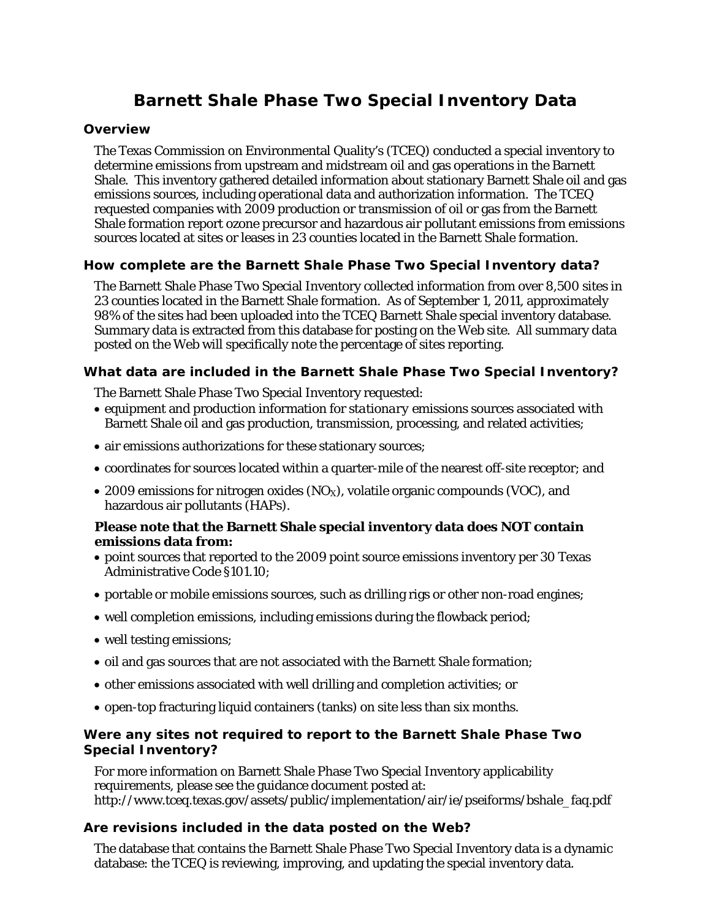# Barnett Shale Phase Two Special Inventory Data

## Overview

The Texas Commission on Environmental Quality's (TCEQ) conducted a special inventory to determine emissions from upstream and midstream oil and gas operations in the Barnett Shale. This inventory gathered detailed information about stationary Barnett Shale oil and gas emissions sources, including operational data and authorization information. The TCEQ requested companies with 2009 production or transmission of oil or gas from the Barnett Shale formation report ozone precursor and hazardous air pollutant emissions from emissions sources located at sites or leases in 23 counties located in the Barnett Shale formation.

## How complete are the Barnett Shale Phase Two Special Inventory data?

The Barnett Shale Phase Two Special Inventory collected information from over 8,500 sites in 23 counties located in the Barnett Shale formation. As of September 1, 2011, approximately 98% of the sites had been uploaded into the TCEQ Barnett Shale special inventory database. Summary data is extracted from this database for posting on the Web site. All summary data posted on the Web will specifically note the percentage of sites reporting.

## What data are included in the Barnett Shale Phase Two Special Inventory?

The Barnett Shale Phase Two Special Inventory requested:

- equipment and production information for *stationary* emissions sources associated with Barnett Shale oil and gas production, transmission, processing, and related activities;
- air emissions authorizations for these stationary sources;
- coordinates for sources located within a quarter-mile of the nearest off-site receptor; and
- 2009 emissions for nitrogen oxides ($NO_X$), volatile organic compounds (VOC), and hazardous air pollutants (HAPs).

**Please note that the Barnett Shale special inventory data does NOT contain emissions data from:**

- point sources that reported to the 2009 point source emissions inventory per 30 Texas Administrative Code §101.10;
- portable or mobile emissions sources, such as drilling rigs or other non-road engines;
- well completion emissions, including emissions during the flowback period;
- well testing emissions;
- oil and gas sources that are not associated with the Barnett Shale formation;
- other emissions associated with well drilling and completion activities; or
- open-top fracturing liquid containers (tanks) on site less than six months.

## Were any sites not required to report to the Barnett Shale Phase Two Special Inventory?

For more information on Barnett Shale Phase Two Special Inventory applicability requirements, please see the guidance document posted at: http://www.tceq.texas.gov/assets/public/implementation/air/ie/pseiforms/bshale_faq.pdf

## Are revisions included in the data posted on the Web?

The database that contains the Barnett Shale Phase Two Special Inventory data is a dynamic database: the TCEQ is reviewing, improving, and updating the special inventory data.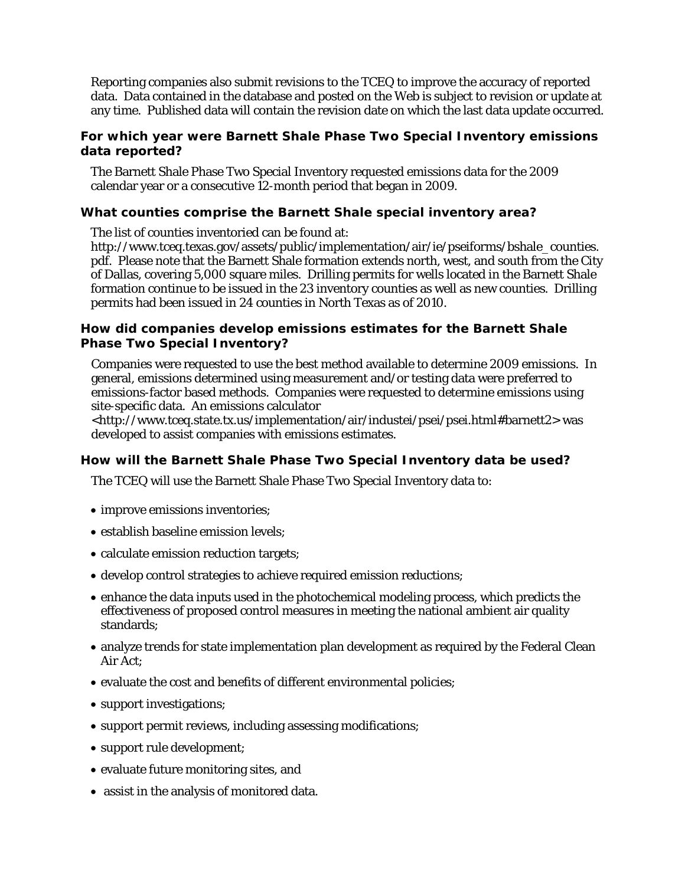Reporting companies also submit revisions to the TCEQ to improve the accuracy of reported data. Data contained in the database and posted on the Web is subject to revision or update at any time. Published data will contain the revision date on which the last data update occurred.

### For which year were Barnett Shale Phase Two Special Inventory emissions data reported?

The Barnett Shale Phase Two Special Inventory requested emissions data for the 2009 calendar year or a consecutive 12-month period that began in 2009.

### What counties comprise the Barnett Shale special inventory area?

The list of counties inventoried can be found at: http://www.tceq.texas.gov/assets/public/implementation/air/ie/pseiforms/bshale_counties.pdf. Please note that the Barnett Shale formation extends north, west, and south from the City of Dallas, covering 5,000 square miles. Drilling permits for wells located in the Barnett Shale formation continue to be issued in the 23 inventory counties as well as new counties. Drilling permits had been issued in 24 counties in North Texas as of 2010.

### How did companies develop emissions estimates for the Barnett Shale Phase Two Special Inventory?

Companies were requested to use the best method available to determine 2009 emissions. In general, emissions determined using measurement and/or testing data were preferred to emissions-factor based methods. Companies were requested to determine emissions using site-specific data. An emissions calculator <http://www.tceq.state.tx.us/implementation/air/industei/psei/psei.html#barnett2> was developed to assist companies with emissions estimates.

### How will the Barnett Shale Phase Two Special Inventory data be used?

The TCEQ will use the Barnett Shale Phase Two Special Inventory data to:

- improve emissions inventories;
- establish baseline emission levels;
- calculate emission reduction targets;
- develop control strategies to achieve required emission reductions;
- enhance the data inputs used in the photochemical modeling process, which predicts the effectiveness of proposed control measures in meeting the national ambient air quality standards;
- analyze trends for state implementation plan development as required by the Federal Clean Air Act;
- evaluate the cost and benefits of different environmental policies;
- support investigations;
- support permit reviews, including assessing modifications;
- support rule development;
- evaluate future monitoring sites, and
- assist in the analysis of monitored data.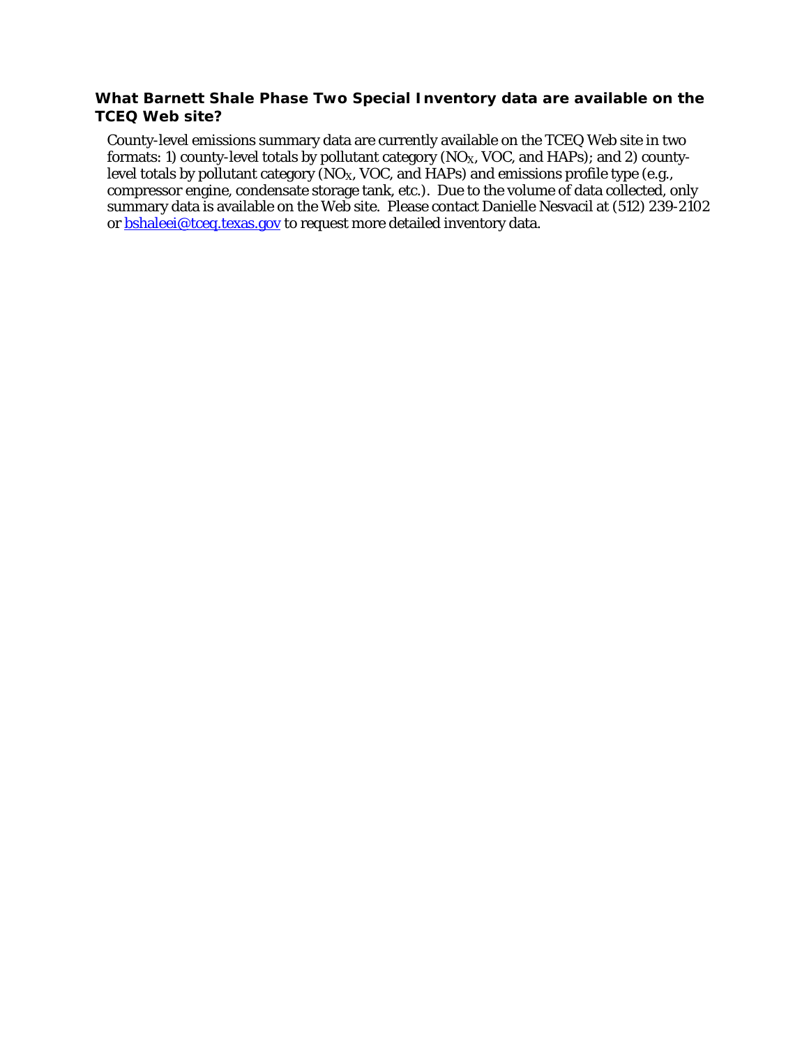### What Barnett Shale Phase Two Special Inventory data are available on the TCEQ Web site?

County-level emissions summary data are currently available on the TCEQ Web site in two formats: 1) county-level totals by pollutant category ($NO_X$, VOC, and HAPs); and 2) county-level totals by pollutant category ($NO_X$, VOC, and HAPs) and emissions profile type (e.g., compressor engine, condensate storage tank, etc.). Due to the volume of data collected, only summary data is available on the Web site. Please contact Danielle Nesvacil at (512) 239-2102 or [bshaleei@tceq.texas.gov](mailto:bshaleei@tceq.texas.gov) to request more detailed inventory data.